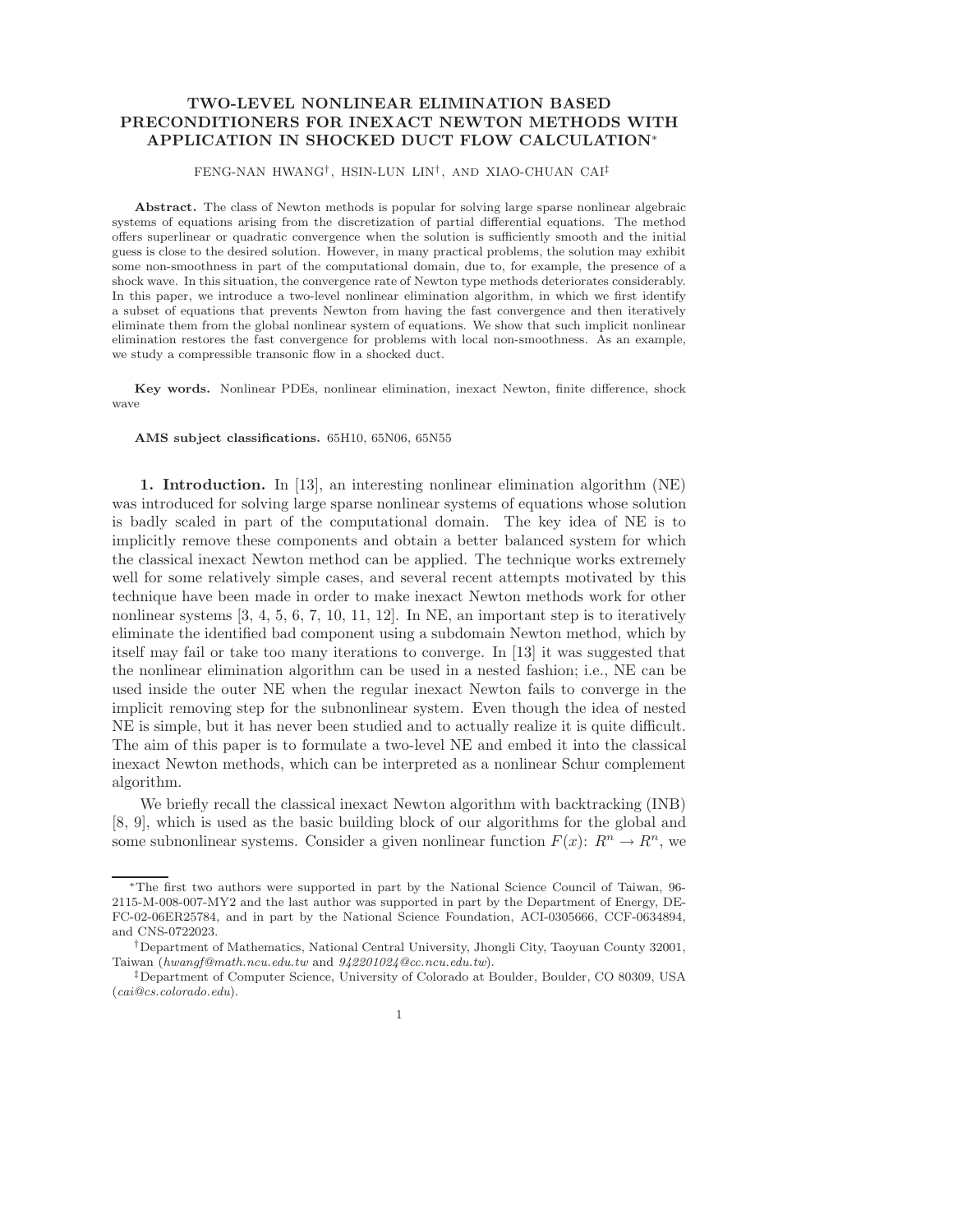# TWO-LEVEL NONLINEAR ELIMINATION BASED PRECONDITIONERS FOR INEXACT NEWTON METHODS WITH APPLICATION IN SHOCKED DUCT FLOW CALCULATION*

FENG-NAN HWANG†, HSIN-LUN LIN†, AND XIAO-CHUAN CAI‡

**Abstract.** The class of Newton methods is popular for solving large sparse nonlinear algebraic systems of equations arising from the discretization of partial differential equations. The method offers superlinear or quadratic convergence when the solution is sufficiently smooth and the initial guess is close to the desired solution. However, in many practical problems, the solution may exhibit some non-smoothness in part of the computational domain, due to, for example, the presence of a shock wave. In this situation, the convergence rate of Newton type methods deteriorates considerably. In this paper, we introduce a two-level nonlinear elimination algorithm, in which we first identify a subset of equations that prevents Newton from having the fast convergence and then iteratively eliminate them from the global nonlinear system of equations. We show that such implicit nonlinear elimination restores the fast convergence for problems with local non-smoothness. As an example, we study a compressible transonic flow in a shocked duct.

**Key words.** Nonlinear PDEs, nonlinear elimination, inexact Newton, finite difference, shock wave

**AMS subject classifications.** 65H10, 65N06, 65N55

**1. Introduction.** In [13], an interesting nonlinear elimination algorithm (NE) was introduced for solving large sparse nonlinear systems of equations whose solution is badly scaled in part of the computational domain. The key idea of NE is to implicitly remove these components and obtain a better balanced system for which the classical inexact Newton method can be applied. The technique works extremely well for some relatively simple cases, and several recent attempts motivated by this technique have been made in order to make inexact Newton methods work for other nonlinear systems [3, 4, 5, 6, 7, 10, 11, 12]. In NE, an important step is to iteratively eliminate the identified bad component using a subdomain Newton method, which by itself may fail or take too many iterations to converge. In [13] it was suggested that the nonlinear elimination algorithm can be used in a nested fashion; i.e., NE can be used inside the outer NE when the regular inexact Newton fails to converge in the implicit removing step for the subnonlinear system. Even though the idea of nested NE is simple, but it has never been studied and to actually realize it is quite difficult. The aim of this paper is to formulate a two-level NE and embed it into the classical inexact Newton methods, which can be interpreted as a nonlinear Schur complement algorithm.

We briefly recall the classical inexact Newton algorithm with backtracking (INB) [8, 9], which is used as the basic building block of our algorithms for the global and some subnonlinear systems. Consider a given nonlinear function $F(x)$: $R^n \rightarrow R^n$, we

---

*The first two authors were supported in part by the National Science Council of Taiwan, 96-2115-M-008-007-MY2 and the last author was supported in part by the Department of Energy, DE-FC-02-06ER25784, and in part by the National Science Foundation, ACI-0305666, CCF-0634894, and CNS-0722023.

†Department of Mathematics, National Central University, Jhongli City, Taoyuan County 32001, Taiwan (*hwangf@math.ncu.edu.tw* and *942201024@cc.ncu.edu.tw*).

‡Department of Computer Science, University of Colorado at Boulder, Boulder, CO 80309, USA (*cai@cs.colorado.edu*).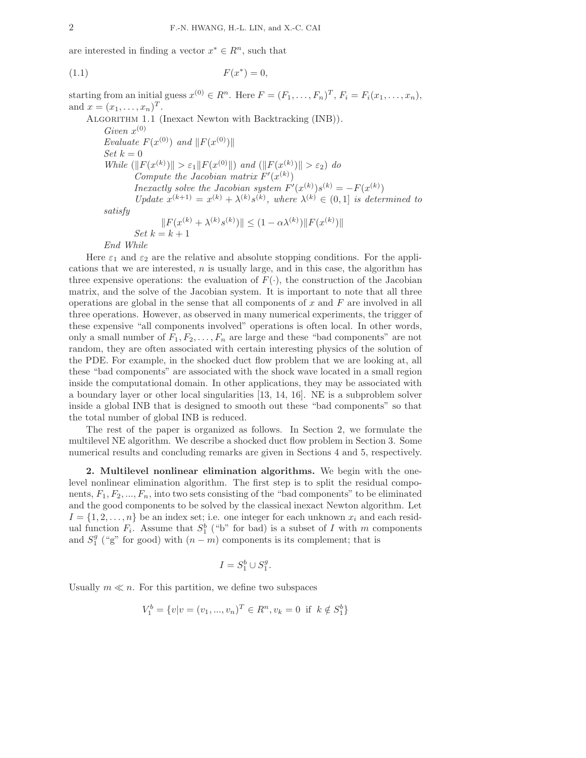are interested in finding a vector $x^* \in R^n$, such that

$$F(x^*) = 0, \tag{1.1}$$

starting from an initial guess $x^{(0)} \in R^n$. Here $F = (F_1, \ldots, F_n)^T$, $F_i = F_i(x_1, \ldots, x_n)$, and $x = (x_1, \ldots, x_n)^T$.

Algorithm 1.1 (Inexact Newton with Backtracking (INB)).

*Given* $x^{(0)}$
*Evaluate* $F(x^{(0)})$ *and* $\|F(x^{(0)})\|$
*Set* $k = 0$
*While* $(\|F(x^{(k)})\| > \varepsilon_1 \|F(x^{(0)})\|)$ *and* $(\|F(x^{(k)})\| > \varepsilon_2)$ *do*
  *Compute the Jacobian matrix* $F'(x^{(k)})$
  *Inexactly solve the Jacobian system* $F'(x^{(k)})s^{(k)} = -F(x^{(k)})$
  *Update* $x^{(k+1)} = x^{(k)} + \lambda^{(k)} s^{(k)}$, *where* $\lambda^{(k)} \in (0, 1]$ *is determined to satisfy*

$$\|F(x^{(k)} + \lambda^{(k)} s^{(k)})\| \leq (1 - \alpha\lambda^{(k)})\|F(x^{(k)})\|$$

  *Set* $k = k + 1$
*End While*

Here $\varepsilon_1$ and $\varepsilon_2$ are the relative and absolute stopping conditions. For the applications that we are interested, $n$ is usually large, and in this case, the algorithm has three expensive operations: the evaluation of $F(\cdot)$, the construction of the Jacobian matrix, and the solve of the Jacobian system. It is important to note that all three operations are global in the sense that all components of $x$ and $F$ are involved in all three operations. However, as observed in many numerical experiments, the trigger of these expensive "all components involved" operations is often local. In other words, only a small number of $F_1, F_2, \ldots, F_n$ are large and these "bad components" are not random, they are often associated with certain interesting physics of the solution of the PDE. For example, in the shocked duct flow problem that we are looking at, all these "bad components" are associated with the shock wave located in a small region inside the computational domain. In other applications, they may be associated with a boundary layer or other local singularities [13, 14, 16]. NE is a subproblem solver inside a global INB that is designed to smooth out these "bad components" so that the total number of global INB is reduced.

The rest of the paper is organized as follows. In Section 2, we formulate the multilevel NE algorithm. We describe a shocked duct flow problem in Section 3. Some numerical results and concluding remarks are given in Sections 4 and 5, respectively.

## 2. Multilevel nonlinear elimination algorithms.

We begin with the one-level nonlinear elimination algorithm. The first step is to split the residual components, $F_1, F_2, ..., F_n$, into two sets consisting of the "bad components" to be eliminated and the good components to be solved by the classical inexact Newton algorithm. Let $I = \{1, 2, \ldots, n\}$ be an index set; i.e. one integer for each unknown $x_i$ and each residual function $F_i$. Assume that $S_1^b$ ("b" for bad) is a subset of $I$ with $m$ components and $S_1^g$ ("g" for good) with $(n - m)$ components is its complement; that is

$$I = S_1^b \cup S_1^g.$$

Usually $m \ll n$. For this partition, we define two subspaces

$$V_1^b = \{v | v = (v_1, ..., v_n)^T \in R^n, v_k = 0 \text{ if } k \notin S_1^b\}$$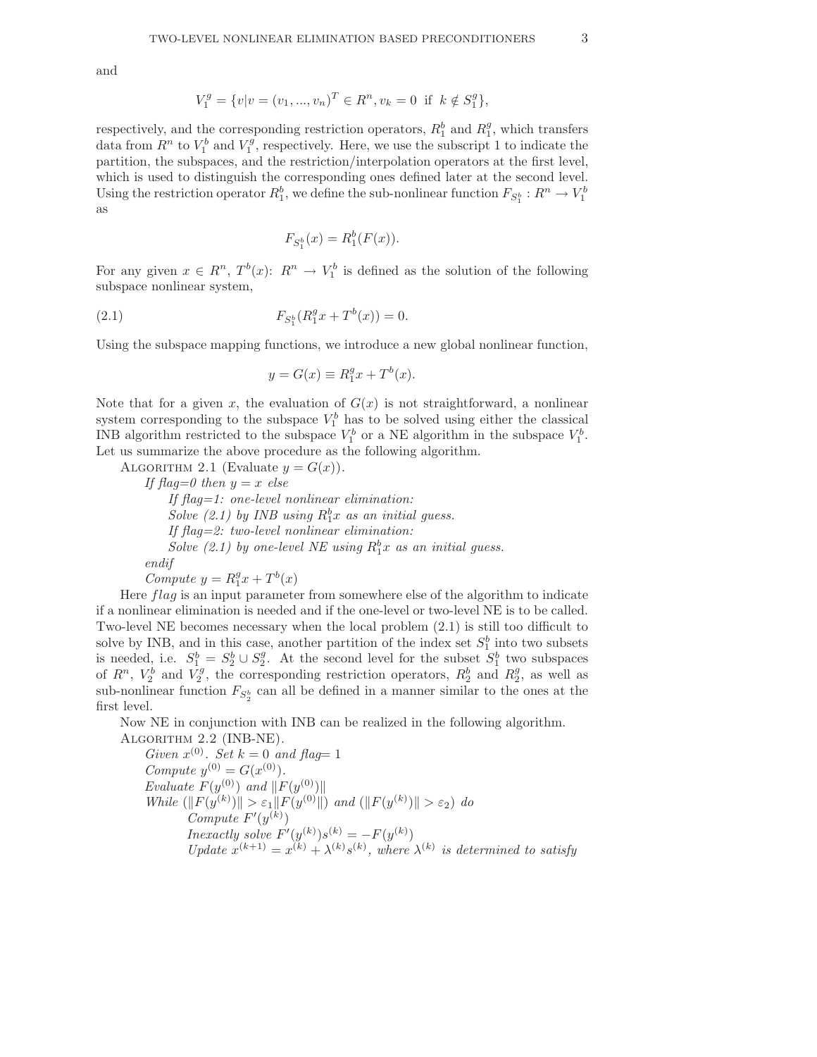and

$$V_1^g = \{v | v = (v_1, ..., v_n)^T \in R^n, v_k = 0 \text{ if } k \notin S_1^g\},$$

respectively, and the corresponding restriction operators, $R_1^b$ and $R_1^g$, which transfers data from $R^n$ to $V_1^b$ and $V_1^g$, respectively. Here, we use the subscript 1 to indicate the partition, the subspaces, and the restriction/interpolation operators at the first level, which is used to distinguish the corresponding ones defined later at the second level. Using the restriction operator $R_1^b$, we define the sub-nonlinear function $F_{S_1^b} : R^n \to V_1^b$ as

$$F_{S_1^b}(x) = R_1^b(F(x)).$$

For any given $x \in R^n$, $T^b(x)$: $R^n \to V_1^b$ is defined as the solution of the following subspace nonlinear system,

$$F_{S_1^b}(R_1^g x + T^b(x)) = 0. \tag{2.1}$$

Using the subspace mapping functions, we introduce a new global nonlinear function,

$$y = G(x) \equiv R_1^g x + T^b(x).$$

Note that for a given $x$, the evaluation of $G(x)$ is not straightforward, a nonlinear system corresponding to the subspace $V_1^b$ has to be solved using either the classical INB algorithm restricted to the subspace $V_1^b$ or a NE algorithm in the subspace $V_1^b$. Let us summarize the above procedure as the following algorithm.

Algorithm 2.1 (Evaluate $y = G(x)$).

*If flag=0 then* $y = x$ *else*

*If flag=1: one-level nonlinear elimination:*

*Solve (2.1) by INB using* $R_1^b x$ *as an initial guess.*

*If flag=2: two-level nonlinear elimination:*

*Solve (2.1) by one-level NE using* $R_1^b x$ *as an initial guess.*

*endif*

*Compute* $y = R_1^g x + T^b(x)$

Here $flag$ is an input parameter from somewhere else of the algorithm to indicate if a nonlinear elimination is needed and if the one-level or two-level NE is to be called. Two-level NE becomes necessary when the local problem (2.1) is still too difficult to solve by INB, and in this case, another partition of the index set $S_1^b$ into two subsets is needed, i.e. $S_1^b = S_2^b \cup S_2^g$. At the second level for the subset $S_1^b$ two subspaces of $R^n$, $V_2^b$ and $V_2^g$, the corresponding restriction operators, $R_2^b$ and $R_2^g$, as well as sub-nonlinear function $F_{S_2^b}$ can all be defined in a manner similar to the ones at the first level.

Now NE in conjunction with INB can be realized in the following algorithm.

Algorithm 2.2 (INB-NE).

*Given* $x^{(0)}$. *Set* $k = 0$ *and flag*$= 1$

*Compute* $y^{(0)} = G(x^{(0)})$.

*Evaluate* $F(y^{(0)})$ *and* $\|F(y^{(0)})\|$

*While* $(\|F(y^{(k)})\| > \varepsilon_1 \|F(y^{(0)}\|)$ *and* $(\|F(y^{(k)})\| > \varepsilon_2)$ *do*

*Compute* $F'(y^{(k)})$

*Inexactly solve* $F'(y^{(k)})s^{(k)} = -F(y^{(k)})$

*Update* $x^{(k+1)} = x^{(k)} + \lambda^{(k)} s^{(k)}$, *where* $\lambda^{(k)}$ *is determined to satisfy*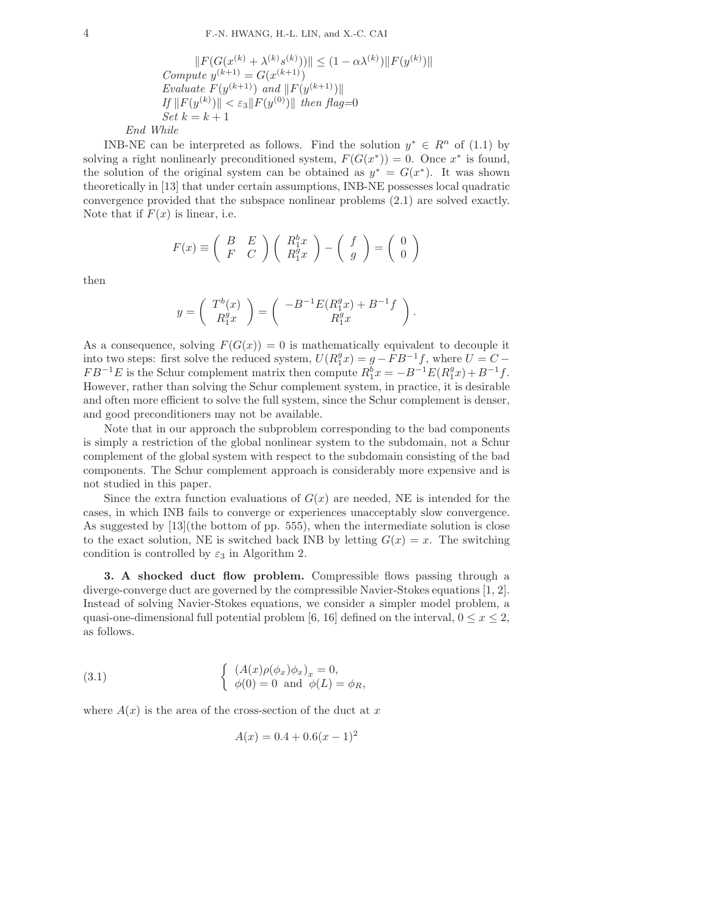$$\|F(G(x^{(k)} + \lambda^{(k)} s^{(k)}))\| \le (1 - \alpha\lambda^{(k)})\|F(y^{(k)})\|$$

*Compute* $y^{(k+1)} = G(x^{(k+1)})$
*Evaluate* $F(y^{(k+1)})$ *and* $\|F(y^{(k+1)})\|$
*If* $\|F(y^{(k)})\| < \varepsilon_3 \|F(y^{(0)})\|$ *then flag=0*
*Set* $k = k + 1$

*End While*

INB-NE can be interpreted as follows. Find the solution $y^* \in R^n$ of (1.1) by solving a right nonlinearly preconditioned system, $F(G(x^*)) = 0$. Once $x^*$ is found, the solution of the original system can be obtained as $y^* = G(x^*)$. It was shown theoretically in [13] that under certain assumptions, INB-NE possesses local quadratic convergence provided that the subspace nonlinear problems (2.1) are solved exactly. Note that if $F(x)$ is linear, i.e.

$$F(x) \equiv \begin{pmatrix} B & E \\ F & C \end{pmatrix} \begin{pmatrix} R_1^b x \\ R_1^g x \end{pmatrix} - \begin{pmatrix} f \\ g \end{pmatrix} = \begin{pmatrix} 0 \\ 0 \end{pmatrix}$$

then

$$y = \begin{pmatrix} T^b(x) \\ R_1^g x \end{pmatrix} = \begin{pmatrix} -B^{-1}E(R_1^g x) + B^{-1} f \\ R_1^g x \end{pmatrix}.$$

As a consequence, solving $F(G(x)) = 0$ is mathematically equivalent to decouple it into two steps: first solve the reduced system, $U(R_1^g x) = g - FB^{-1}f$, where $U = C - FB^{-1}E$ is the Schur complement matrix then compute $R_1^b x = -B^{-1}E(R_1^g x) + B^{-1}f$. However, rather than solving the Schur complement system, in practice, it is desirable and often more efficient to solve the full system, since the Schur complement is denser, and good preconditioners may not be available.

Note that in our approach the subproblem corresponding to the bad components is simply a restriction of the global nonlinear system to the subdomain, not a Schur complement of the global system with respect to the subdomain consisting of the bad components. The Schur complement approach is considerably more expensive and is not studied in this paper.

Since the extra function evaluations of $G(x)$ are needed, NE is intended for the cases, in which INB fails to converge or experiences unacceptably slow convergence. As suggested by [13](the bottom of pp. 555), when the intermediate solution is close to the exact solution, NE is switched back INB by letting $G(x) = x$. The switching condition is controlled by $\varepsilon_3$ in Algorithm 2.

**3. A shocked duct flow problem.** Compressible flows passing through a diverge-converge duct are governed by the compressible Navier-Stokes equations [1, 2]. Instead of solving Navier-Stokes equations, we consider a simpler model problem, a quasi-one-dimensional full potential problem [6, 16] defined on the interval, $0 \le x \le 2$, as follows.

$$\begin{cases} (A(x)\rho(\phi_x)\phi_x)_x = 0, \\ \phi(0) = 0 \;\text{ and }\; \phi(L) = \phi_R, \end{cases} \tag{3.1}$$

where $A(x)$ is the area of the cross-section of the duct at $x$

$$A(x) = 0.4 + 0.6(x-1)^2$$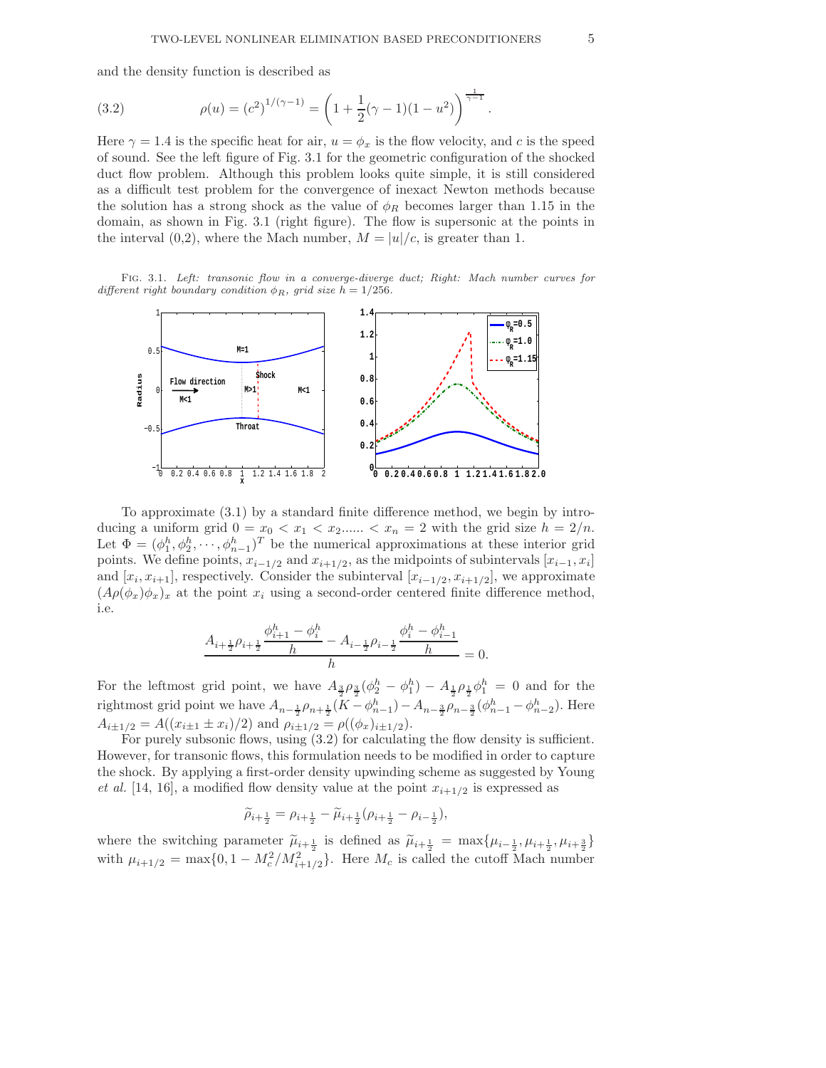and the density function is described as

$$\rho(u) = (c^2)^{1/(\gamma-1)} = \left(1 + \frac{1}{2}(\gamma - 1)(1 - u^2)\right)^{\frac{1}{\gamma-1}}. \tag{3.2}$$

Here $\gamma = 1.4$ is the specific heat for air, $u = \phi_x$ is the flow velocity, and $c$ is the speed of sound. See the left figure of Fig. 3.1 for the geometric configuration of the shocked duct flow problem. Although this problem looks quite simple, it is still considered as a difficult test problem for the convergence of inexact Newton methods because the solution has a strong shock as the value of $\phi_R$ becomes larger than 1.15 in the domain, as shown in Fig. 3.1 (right figure). The flow is supersonic at the points in the interval (0,2), where the Mach number, $M = |u|/c$, is greater than 1.

Fig. 3.1. *Left: transonic flow in a converge-diverge duct; Right: Mach number curves for different right boundary condition $\phi_R$, grid size $h = 1/256$.*

To approximate (3.1) by a standard finite difference method, we begin by introducing a uniform grid $0 = x_0 < x_1 < x_2 \ldots\ldots < x_n = 2$ with the grid size $h = 2/n$. Let $\Phi = (\phi_1^h, \phi_2^h, \cdots, \phi_{n-1}^h)^T$ be the numerical approximations at these interior grid points. We define points, $x_{i-1/2}$ and $x_{i+1/2}$, as the midpoints of subintervals $[x_{i-1}, x_i]$ and $[x_i, x_{i+1}]$, respectively. Consider the subinterval $[x_{i-1/2}, x_{i+1/2}]$, we approximate $(A\rho(\phi_x)\phi_x)_x$ at the point $x_i$ using a second-order centered finite difference method, i.e.

$$\frac{A_{i+\frac{1}{2}}\rho_{i+\frac{1}{2}}\dfrac{\phi_{i+1}^h - \phi_i^h}{h} - A_{i-\frac{1}{2}}\rho_{i-\frac{1}{2}}\dfrac{\phi_i^h - \phi_{i-1}^h}{h}}{h} = 0.$$

For the leftmost grid point, we have $A_{\frac{3}{2}}\rho_{\frac{3}{2}}(\phi_2^h - \phi_1^h) - A_{\frac{1}{2}}\rho_{\frac{1}{2}}\phi_1^h = 0$ and for the rightmost grid point we have $A_{n-\frac{1}{2}}\rho_{n+\frac{1}{2}}(K - \phi_{n-1}^h) - A_{n-\frac{3}{2}}\rho_{n-\frac{3}{2}}(\phi_{n-1}^h - \phi_{n-2}^h)$. Here $A_{i\pm1/2} = A((x_{i\pm1} \pm x_i)/2)$ and $\rho_{i\pm1/2} = \rho((\phi_x)_{i\pm1/2})$.

For purely subsonic flows, using (3.2) for calculating the flow density is sufficient. However, for transonic flows, this formulation needs to be modified in order to capture the shock. By applying a first-order density upwinding scheme as suggested by Young *et al.* [14, 16], a modified flow density value at the point $x_{i+1/2}$ is expressed as

$$\widetilde{\rho}_{i+\frac{1}{2}} = \rho_{i+\frac{1}{2}} - \widetilde{\mu}_{i+\frac{1}{2}}(\rho_{i+\frac{1}{2}} - \rho_{i-\frac{1}{2}}),$$

where the switching parameter $\widetilde{\mu}_{i+\frac{1}{2}}$ is defined as $\widetilde{\mu}_{i+\frac{1}{2}} = \max\{\mu_{i-\frac{1}{2}}, \mu_{i+\frac{1}{2}}, \mu_{i+\frac{3}{2}}\}$ with $\mu_{i+1/2} = \max\{0, 1 - M_c^2/M_{i+1/2}^2\}$. Here $M_c$ is called the cutoff Mach number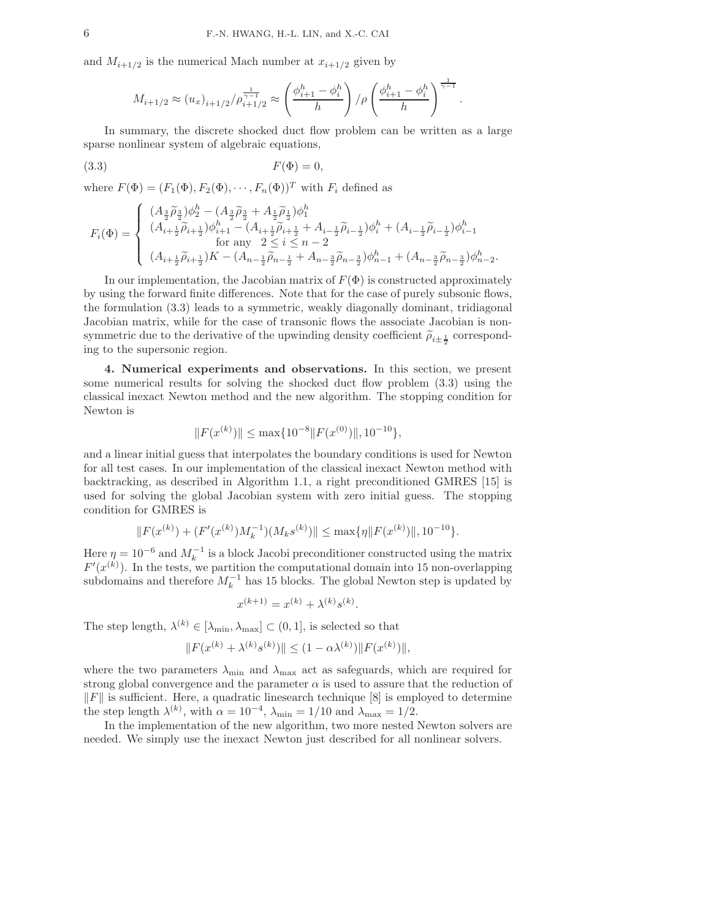and $M_{i+1/2}$ is the numerical Mach number at $x_{i+1/2}$ given by

$$M_{i+1/2} \approx (u_x)_{i+1/2}/\rho_{i+1/2}^{\frac{1}{\gamma-1}} \approx \left(\frac{\phi_{i+1}^h - \phi_i^h}{h}\right) / \rho \left(\frac{\phi_{i+1}^h - \phi_i^h}{h}\right)^{\frac{1}{\gamma-1}}.$$

In summary, the discrete shocked duct flow problem can be written as a large sparse nonlinear system of algebraic equations,

$$F(\Phi) = 0, \tag{3.3}$$

where $F(\Phi) = (F_1(\Phi), F_2(\Phi), \cdots, F_n(\Phi))^T$ with $F_i$ defined as

$$F_i(\Phi) = \begin{cases} (A_{\frac{3}{2}}\widetilde{\rho}_{\frac{3}{2}})\phi_2^h - (A_{\frac{3}{2}}\widetilde{\rho}_{\frac{3}{2}} + A_{\frac{1}{2}}\widetilde{\rho}_{\frac{1}{2}})\phi_1^h \\ (A_{i+\frac{1}{2}}\widetilde{\rho}_{i+\frac{1}{2}})\phi_{i+1}^h - (A_{i+\frac{1}{2}}\widetilde{\rho}_{i+\frac{1}{2}} + A_{i-\frac{1}{2}}\widetilde{\rho}_{i-\frac{1}{2}})\phi_i^h + (A_{i-\frac{1}{2}}\widetilde{\rho}_{i-\frac{1}{2}})\phi_{i-1}^h \\ \qquad \text{for any} \quad 2 \le i \le n-2 \\ (A_{i+\frac{1}{2}}\widetilde{\rho}_{i+\frac{1}{2}})K - (A_{n-\frac{1}{2}}\widetilde{\rho}_{n-\frac{1}{2}} + A_{n-\frac{3}{2}}\widetilde{\rho}_{n-\frac{3}{2}})\phi_{n-1}^h + (A_{n-\frac{3}{2}}\widetilde{\rho}_{n-\frac{3}{2}})\phi_{n-2}^h. \end{cases}$$

In our implementation, the Jacobian matrix of $F(\Phi)$ is constructed approximately by using the forward finite differences. Note that for the case of purely subsonic flows, the formulation (3.3) leads to a symmetric, weakly diagonally dominant, tridiagonal Jacobian matrix, while for the case of transonic flows the associate Jacobian is nonsymmetric due to the derivative of the upwinding density coefficient $\widetilde{\rho}_{i\pm\frac{1}{2}}$ corresponding to the supersonic region.

**4. Numerical experiments and observations.** In this section, we present some numerical results for solving the shocked duct flow problem (3.3) using the classical inexact Newton method and the new algorithm. The stopping condition for Newton is

$$\|F(x^{(k)})\| \le \max\{10^{-8}\|F(x^{(0)})\|, 10^{-10}\},$$

and a linear initial guess that interpolates the boundary conditions is used for Newton for all test cases. In our implementation of the classical inexact Newton method with backtracking, as described in Algorithm 1.1, a right preconditioned GMRES [15] is used for solving the global Jacobian system with zero initial guess. The stopping condition for GMRES is

$$\|F(x^{(k)}) + (F'(x^{(k)})M_k^{-1})(M_k s^{(k)})\| \le \max\{\eta\|F(x^{(k)})\|, 10^{-10}\}.$$

Here $\eta = 10^{-6}$ and $M_k^{-1}$ is a block Jacobi preconditioner constructed using the matrix $F'(x^{(k)})$. In the tests, we partition the computational domain into 15 non-overlapping subdomains and therefore $M_k^{-1}$ has 15 blocks. The global Newton step is updated by

$$x^{(k+1)} = x^{(k)} + \lambda^{(k)} s^{(k)}.$$

The step length, $\lambda^{(k)} \in [\lambda_{\min}, \lambda_{\max}] \subset (0, 1]$, is selected so that

$$\|F(x^{(k)} + \lambda^{(k)} s^{(k)})\| \le (1 - \alpha\lambda^{(k)})\|F(x^{(k)})\|,$$

where the two parameters $\lambda_{\min}$ and $\lambda_{\max}$ act as safeguards, which are required for strong global convergence and the parameter $\alpha$ is used to assure that the reduction of $\|F\|$ is sufficient. Here, a quadratic linesearch technique [8] is employed to determine the step length $\lambda^{(k)}$, with $\alpha = 10^{-4}$, $\lambda_{\min} = 1/10$ and $\lambda_{\max} = 1/2$.

In the implementation of the new algorithm, two more nested Newton solvers are needed. We simply use the inexact Newton just described for all nonlinear solvers.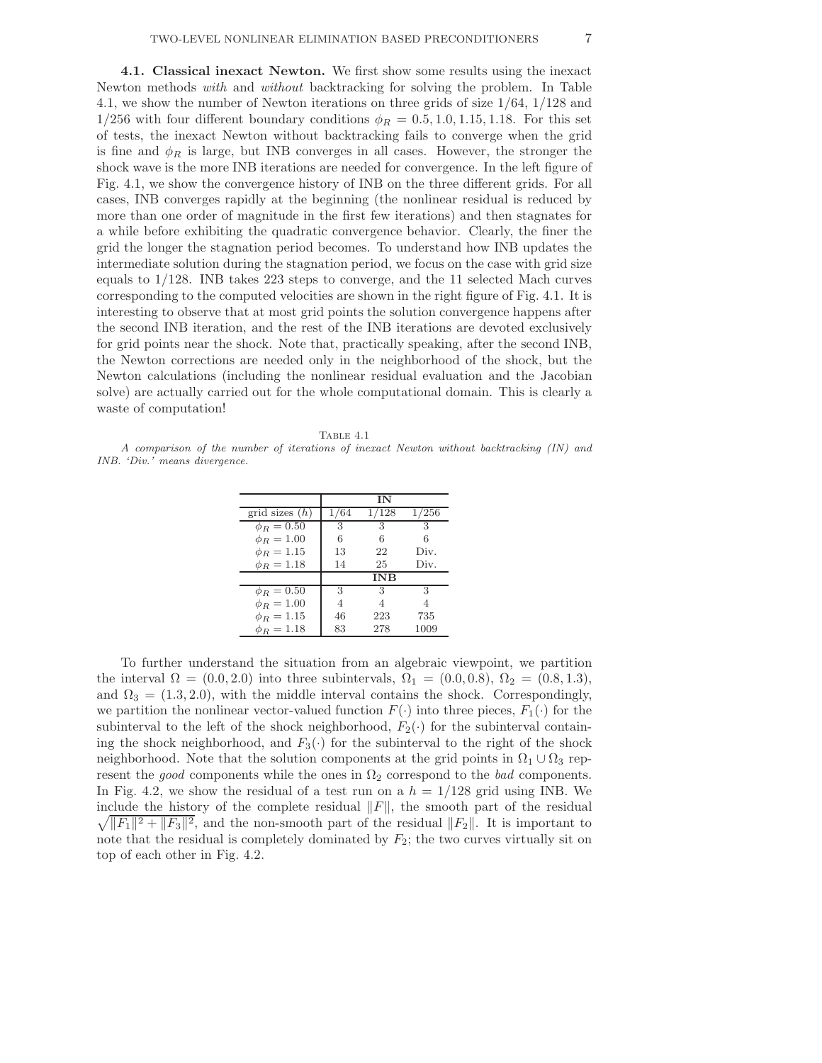**4.1. Classical inexact Newton.** We first show some results using the inexact Newton methods *with* and *without* backtracking for solving the problem. In Table 4.1, we show the number of Newton iterations on three grids of size $1/64$, $1/128$ and $1/256$ with four different boundary conditions $\phi_R = 0.5, 1.0, 1.15, 1.18$. For this set of tests, the inexact Newton without backtracking fails to converge when the grid is fine and $\phi_R$ is large, but INB converges in all cases. However, the stronger the shock wave is the more INB iterations are needed for convergence. In the left figure of Fig. 4.1, we show the convergence history of INB on the three different grids. For all cases, INB converges rapidly at the beginning (the nonlinear residual is reduced by more than one order of magnitude in the first few iterations) and then stagnates for a while before exhibiting the quadratic convergence behavior. Clearly, the finer the grid the longer the stagnation period becomes. To understand how INB updates the intermediate solution during the stagnation period, we focus on the case with grid size equals to $1/128$. INB takes 223 steps to converge, and the 11 selected Mach curves corresponding to the computed velocities are shown in the right figure of Fig. 4.1. It is interesting to observe that at most grid points the solution convergence happens after the second INB iteration, and the rest of the INB iterations are devoted exclusively for grid points near the shock. Note that, practically speaking, after the second INB, the Newton corrections are needed only in the neighborhood of the shock, but the Newton calculations (including the nonlinear residual evaluation and the Jacobian solve) are actually carried out for the whole computational domain. This is clearly a waste of computation!

Table 4.1
*A comparison of the number of iterations of inexact Newton without backtracking (IN) and INB. 'Div.' means divergence.*

| | **IN** | | |
|---|---|---|---|
| grid sizes ($h$) | 1/64 | 1/128 | 1/256 |
| $\phi_R = 0.50$ | 3 | 3 | 3 |
| $\phi_R = 1.00$ | 6 | 6 | 6 |
| $\phi_R = 1.15$ | 13 | 22 | Div. |
| $\phi_R = 1.18$ | 14 | 25 | Div. |
| | **INB** | | |
| $\phi_R = 0.50$ | 3 | 3 | 3 |
| $\phi_R = 1.00$ | 4 | 4 | 4 |
| $\phi_R = 1.15$ | 46 | 223 | 735 |
| $\phi_R = 1.18$ | 83 | 278 | 1009 |

To further understand the situation from an algebraic viewpoint, we partition the interval $\Omega = (0.0, 2.0)$ into three subintervals, $\Omega_1 = (0.0, 0.8)$, $\Omega_2 = (0.8, 1.3)$, and $\Omega_3 = (1.3, 2.0)$, with the middle interval contains the shock. Correspondingly, we partition the nonlinear vector-valued function $F(\cdot)$ into three pieces, $F_1(\cdot)$ for the subinterval to the left of the shock neighborhood, $F_2(\cdot)$ for the subinterval containing the shock neighborhood, and $F_3(\cdot)$ for the subinterval to the right of the shock neighborhood. Note that the solution components at the grid points in $\Omega_1 \cup \Omega_3$ represent the *good* components while the ones in $\Omega_2$ correspond to the *bad* components. In Fig. 4.2, we show the residual of a test run on a $h = 1/128$ grid using INB. We include the history of the complete residual $\|F\|$, the smooth part of the residual $\sqrt{\|F_1\|^2 + \|F_3\|^2}$, and the non-smooth part of the residual $\|F_2\|$. It is important to note that the residual is completely dominated by $F_2$; the two curves virtually sit on top of each other in Fig. 4.2.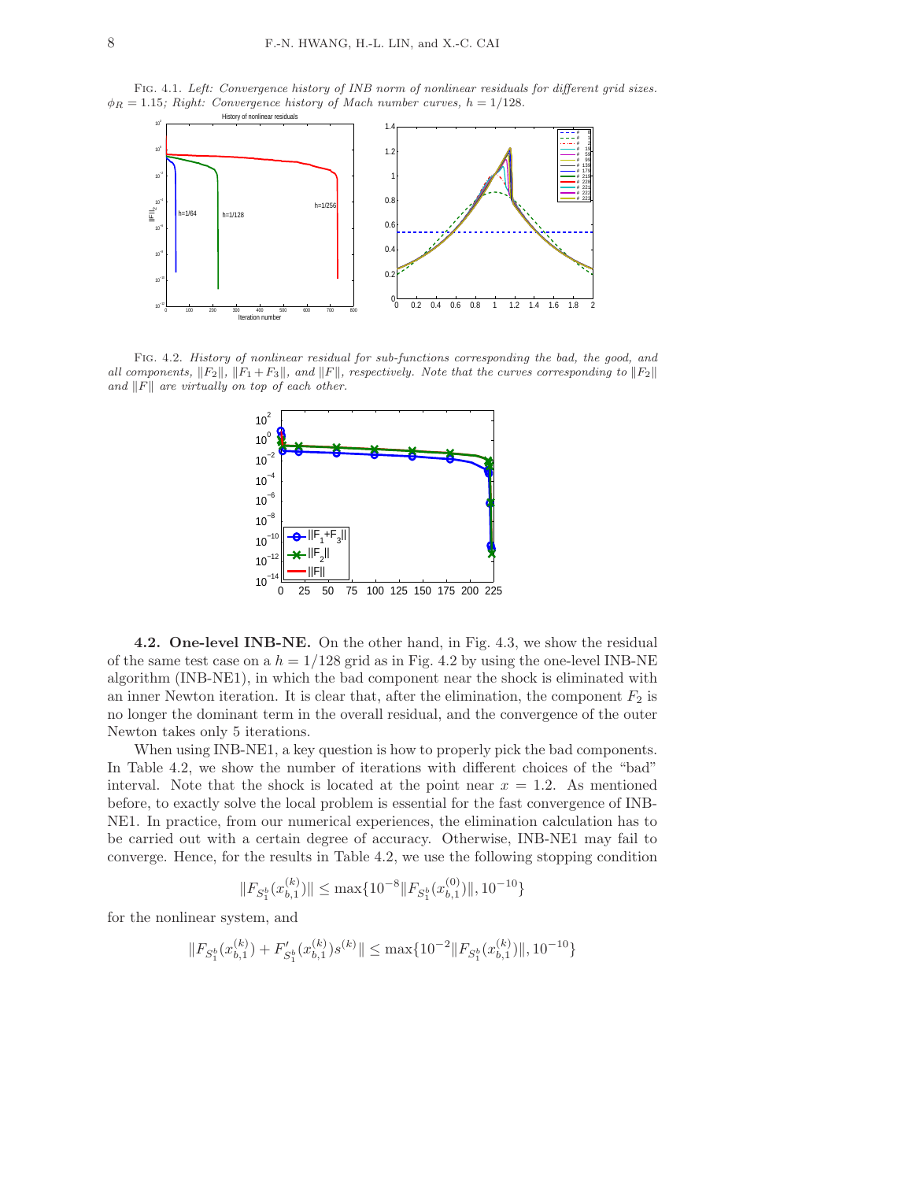Fig. 4.1. *Left: Convergence history of INB norm of nonlinear residuals for different grid sizes. $\phi_R = 1.15$; Right: Convergence history of Mach number curves, $h = 1/128$.*

Fig. 4.2. *History of nonlinear residual for sub-functions corresponding the bad, the good, and all components, $\|F_2\|$, $\|F_1 + F_3\|$, and $\|F\|$, respectively. Note that the curves corresponding to $\|F_2\|$ and $\|F\|$ are virtually on top of each other.*

**4.2. One-level INB-NE.** On the other hand, in Fig. 4.3, we show the residual of the same test case on a $h = 1/128$ grid as in Fig. 4.2 by using the one-level INB-NE algorithm (INB-NE1), in which the bad component near the shock is eliminated with an inner Newton iteration. It is clear that, after the elimination, the component $F_2$ is no longer the dominant term in the overall residual, and the convergence of the outer Newton takes only 5 iterations.

When using INB-NE1, a key question is how to properly pick the bad components. In Table 4.2, we show the number of iterations with different choices of the "bad" interval. Note that the shock is located at the point near $x = 1.2$. As mentioned before, to exactly solve the local problem is essential for the fast convergence of INB-NE1. In practice, from our numerical experiences, the elimination calculation has to be carried out with a certain degree of accuracy. Otherwise, INB-NE1 may fail to converge. Hence, for the results in Table 4.2, we use the following stopping condition

$$\|F_{S_1^b}(x_{b,1}^{(k)})\| \le \max\{10^{-8}\|F_{S_1^b}(x_{b,1}^{(0)})\|, 10^{-10}\}$$

for the nonlinear system, and

$$\|F_{S_1^b}(x_{b,1}^{(k)}) + F'_{S_1^b}(x_{b,1}^{(k)})s^{(k)}\| \le \max\{10^{-2}\|F_{S_1^b}(x_{b,1}^{(k)})\|, 10^{-10}\}$$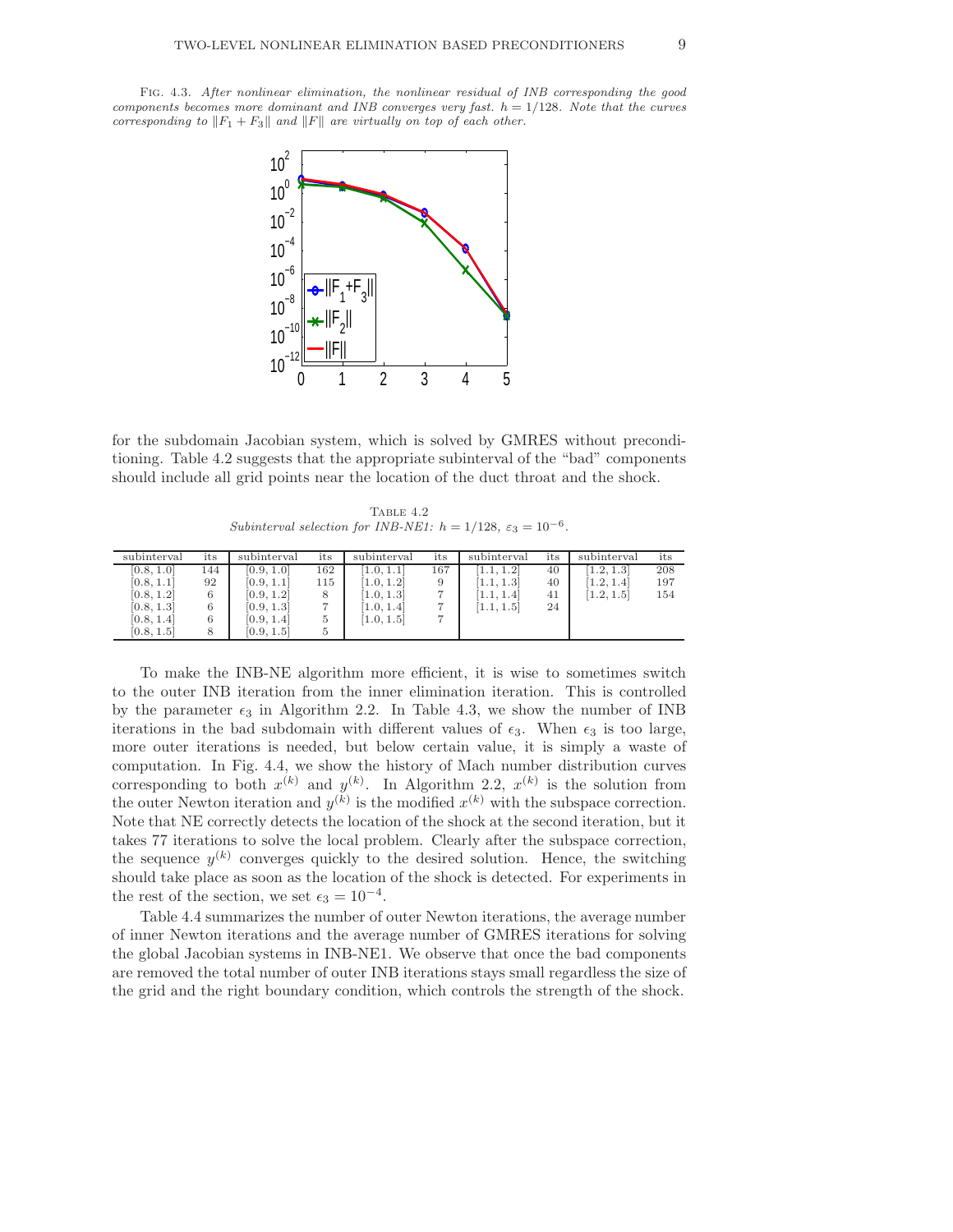FIG. 4.3. *After nonlinear elimination, the nonlinear residual of INB corresponding the good components becomes more dominant and INB converges very fast.* $h = 1/128$. *Note that the curves corresponding to* $\|F_1 + F_3\|$ *and* $\|F\|$ *are virtually on top of each other.*

for the subdomain Jacobian system, which is solved by GMRES without preconditioning. Table 4.2 suggests that the appropriate subinterval of the "bad" components should include all grid points near the location of the duct throat and the shock.

TABLE 4.2
*Subinterval selection for INB-NE1:* $h = 1/128$, $\varepsilon_3 = 10^{-6}$.

| subinterval | its | subinterval | its | subinterval | its | subinterval | its | subinterval | its |
|---|---|---|---|---|---|---|---|---|---|
| [0.8, 1.0] | 144 | [0.9, 1.0] | 162 | [1.0, 1.1] | 167 | [1.1, 1.2] | 40 | [1.2, 1.3] | 208 |
| [0.8, 1.1] | 92 | [0.9, 1.1] | 115 | [1.0, 1.2] | 9 | [1.1, 1.3] | 40 | [1.2, 1.4] | 197 |
| [0.8, 1.2] | 6 | [0.9, 1.2] | 8 | [1.0, 1.3] | 7 | [1.1, 1.4] | 41 | [1.2, 1.5] | 154 |
| [0.8, 1.3] | 6 | [0.9, 1.3] | 7 | [1.0, 1.4] | 7 | [1.1, 1.5] | 24 | | |
| [0.8, 1.4] | 6 | [0.9, 1.4] | 5 | [1.0, 1.5] | 7 | | | | |
| [0.8, 1.5] | 8 | [0.9, 1.5] | 5 | | | | | | |

To make the INB-NE algorithm more efficient, it is wise to sometimes switch to the outer INB iteration from the inner elimination iteration. This is controlled by the parameter $\epsilon_3$ in Algorithm 2.2. In Table 4.3, we show the number of INB iterations in the bad subdomain with different values of $\epsilon_3$. When $\epsilon_3$ is too large, more outer iterations is needed, but below certain value, it is simply a waste of computation. In Fig. 4.4, we show the history of Mach number distribution curves corresponding to both $x^{(k)}$ and $y^{(k)}$. In Algorithm 2.2, $x^{(k)}$ is the solution from the outer Newton iteration and $y^{(k)}$ is the modified $x^{(k)}$ with the subspace correction. Note that NE correctly detects the location of the shock at the second iteration, but it takes 77 iterations to solve the local problem. Clearly after the subspace correction, the sequence $y^{(k)}$ converges quickly to the desired solution. Hence, the switching should take place as soon as the location of the shock is detected. For experiments in the rest of the section, we set $\epsilon_3 = 10^{-4}$.

Table 4.4 summarizes the number of outer Newton iterations, the average number of inner Newton iterations and the average number of GMRES iterations for solving the global Jacobian systems in INB-NE1. We observe that once the bad components are removed the total number of outer INB iterations stays small regardless the size of the grid and the right boundary condition, which controls the strength of the shock.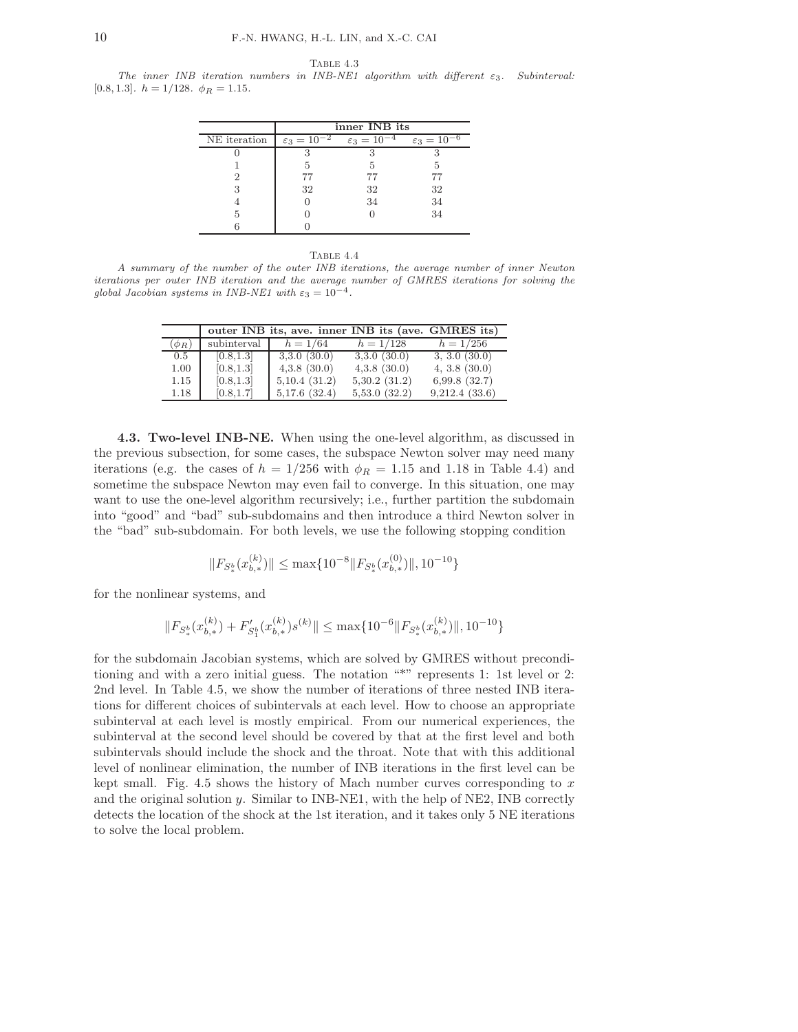Table 4.3

*The inner INB iteration numbers in INB-NE1 algorithm with different $\varepsilon_3$. Subinterval: $[0.8, 1.3]$. $h = 1/128$. $\phi_R = 1.15$.*

| NE iteration | inner INB its | | |
|---|---|---|---|
| | $\varepsilon_3 = 10^{-2}$ | $\varepsilon_3 = 10^{-4}$ | $\varepsilon_3 = 10^{-6}$ |
| 0 | 3 | 3 | 3 |
| 1 | 5 | 5 | 5 |
| 2 | 77 | 77 | 77 |
| 3 | 32 | 32 | 32 |
| 4 | 0 | 34 | 34 |
| 5 | 0 | 0 | 34 |
| 6 | 0 | | |

Table 4.4

*A summary of the number of the outer INB iterations, the average number of inner Newton iterations per outer INB iteration and the average number of GMRES iterations for solving the global Jacobian systems in INB-NE1 with $\varepsilon_3 = 10^{-4}$.*

| | outer INB its, ave. inner INB its (ave. GMRES its) | | | |
|---|---|---|---|---|
| $(\phi_R)$ | subinterval | $h = 1/64$ | $h = 1/128$ | $h = 1/256$ |
| 0.5 | [0.8,1.3] | 3,3.0 (30.0) | 3,3.0 (30.0) | 3, 3.0 (30.0) |
| 1.00 | [0.8,1.3] | 4,3.8 (30.0) | 4,3.8 (30.0) | 4, 3.8 (30.0) |
| 1.15 | [0.8,1.3] | 5,10.4 (31.2) | 5,30.2 (31.2) | 6,99.8 (32.7) |
| 1.18 | [0.8,1.7] | 5,17.6 (32.4) | 5,53.0 (32.2) | 9,212.4 (33.6) |

**4.3. Two-level INB-NE.** When using the one-level algorithm, as discussed in the previous subsection, for some cases, the subspace Newton solver may need many iterations (e.g. the cases of $h = 1/256$ with $\phi_R = 1.15$ and 1.18 in Table 4.4) and sometime the subspace Newton may even fail to converge. In this situation, one may want to use the one-level algorithm recursively; i.e., further partition the subdomain into "good" and "bad" sub-subdomains and then introduce a third Newton solver in the "bad" sub-subdomain. For both levels, we use the following stopping condition

$$\|F_{S_*^b}(x_{b,*}^{(k)})\| \leq \max\{10^{-8}\|F_{S_*^b}(x_{b,*}^{(0)})\|, 10^{-10}\}$$

for the nonlinear systems, and

$$\|F_{S_*^b}(x_{b,*}^{(k)}) + F'_{S_1^b}(x_{b,*}^{(k)})s^{(k)}\| \leq \max\{10^{-6}\|F_{S_*^b}(x_{b,*}^{(k)})\|, 10^{-10}\}$$

for the subdomain Jacobian systems, which are solved by GMRES without preconditioning and with a zero initial guess. The notation "*" represents 1: 1st level or 2: 2nd level. In Table 4.5, we show the number of iterations of three nested INB iterations for different choices of subintervals at each level. How to choose an appropriate subinterval at each level is mostly empirical. From our numerical experiences, the subinterval at the second level should be covered by that at the first level and both subintervals should include the shock and the throat. Note that with this additional level of nonlinear elimination, the number of INB iterations in the first level can be kept small. Fig. 4.5 shows the history of Mach number curves corresponding to $x$ and the original solution $y$. Similar to INB-NE1, with the help of NE2, INB correctly detects the location of the shock at the 1st iteration, and it takes only 5 NE iterations to solve the local problem.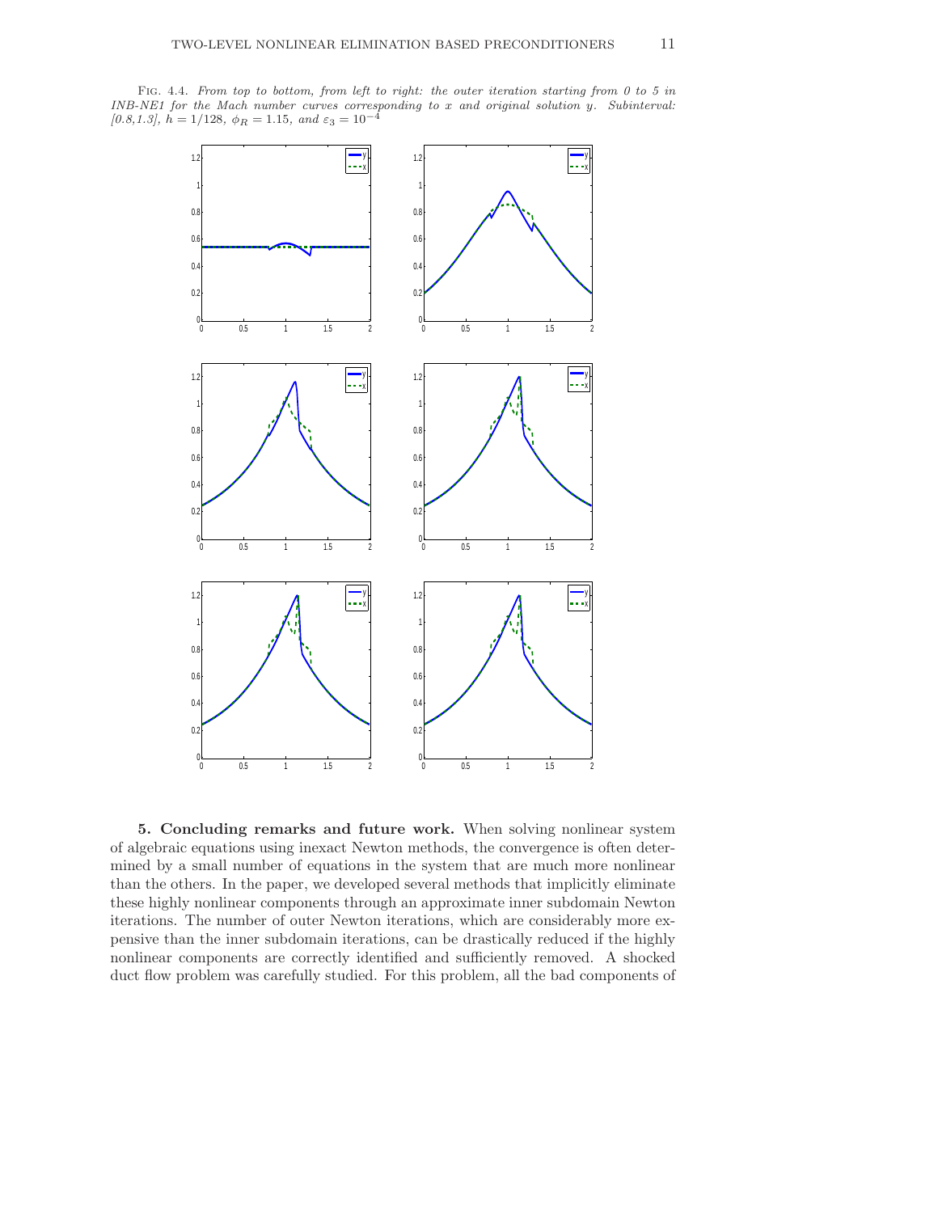Fig. 4.4. *From top to bottom, from left to right: the outer iteration starting from 0 to 5 in INB-NE1 for the Mach number curves corresponding to x and original solution y. Subinterval: [0.8,1.3],* $h = 1/128$, $\phi_R = 1.15$, *and* $\varepsilon_3 = 10^{-4}$

**5. Concluding remarks and future work.** When solving nonlinear system of algebraic equations using inexact Newton methods, the convergence is often determined by a small number of equations in the system that are much more nonlinear than the others. In the paper, we developed several methods that implicitly eliminate these highly nonlinear components through an approximate inner subdomain Newton iterations. The number of outer Newton iterations, which are considerably more expensive than the inner subdomain iterations, can be drastically reduced if the highly nonlinear components are correctly identified and sufficiently removed. A shocked duct flow problem was carefully studied. For this problem, all the bad components of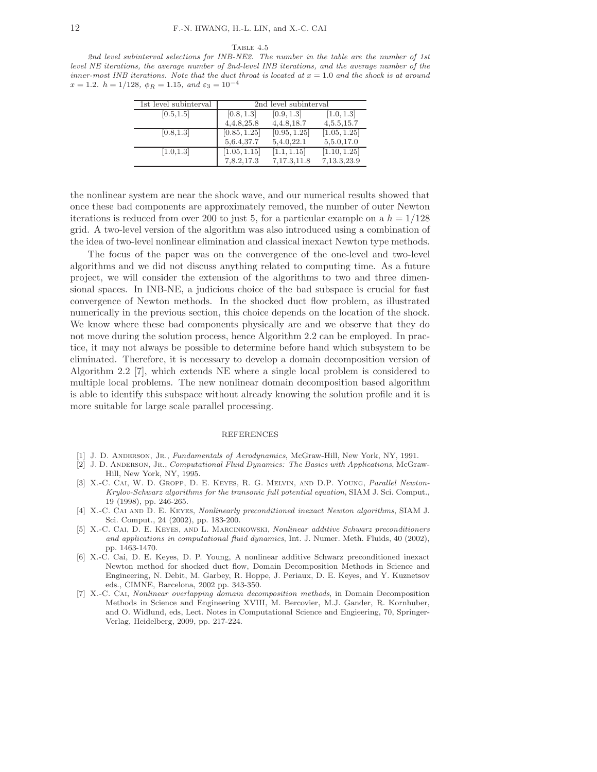Table 4.5

*2nd level subinterval selections for INB-NE2. The number in the table are the number of 1st level NE iterations, the average number of 2nd-level INB iterations, and the average number of the inner-most INB iterations. Note that the duct throat is located at $x = 1.0$ and the shock is at around $x = 1.2$. $h = 1/128$, $\phi_R = 1.15$, and $\varepsilon_3 = 10^{-4}$*

| 1st level subinterval | 2nd level subinterval | | |
|---|---|---|---|
| [0.5,1.5] | [0.8, 1.3] | [0.9, 1.3] | [1.0, 1.3] |
| | 4,4.8,25.8 | 4,4.8,18.7 | 4,5.5,15.7 |
| [0.8,1.3] | [0.85, 1.25] | [0.95, 1.25] | [1.05, 1.25] |
| | 5,6.4,37.7 | 5,4.0,22.1 | 5,5.0,17.0 |
| [1.0,1.3] | [1.05, 1.15] | [1.1, 1.15] | [1.10, 1.25] |
| | 7,8.2,17.3 | 7,17.3,11.8 | 7,13.3,23.9 |

the nonlinear system are near the shock wave, and our numerical results showed that once these bad components are approximately removed, the number of outer Newton iterations is reduced from over 200 to just 5, for a particular example on a $h = 1/128$ grid. A two-level version of the algorithm was also introduced using a combination of the idea of two-level nonlinear elimination and classical inexact Newton type methods.

The focus of the paper was on the convergence of the one-level and two-level algorithms and we did not discuss anything related to computing time. As a future project, we will consider the extension of the algorithms to two and three dimensional spaces. In INB-NE, a judicious choice of the bad subspace is crucial for fast convergence of Newton methods. In the shocked duct flow problem, as illustrated numerically in the previous section, this choice depends on the location of the shock. We know where these bad components physically are and we observe that they do not move during the solution process, hence Algorithm 2.2 can be employed. In practice, it may not always be possible to determine before hand which subsystem to be eliminated. Therefore, it is necessary to develop a domain decomposition version of Algorithm 2.2 [7], which extends NE where a single local problem is considered to multiple local problems. The new nonlinear domain decomposition based algorithm is able to identify this subspace without already knowing the solution profile and it is more suitable for large scale parallel processing.

## REFERENCES

[1] J. D. Anderson, Jr., *Fundamentals of Aerodynamics*, McGraw-Hill, New York, NY, 1991.

[2] J. D. Anderson, Jr., *Computational Fluid Dynamics: The Basics with Applications*, McGraw-Hill, New York, NY, 1995.

[3] X.-C. Cai, W. D. Gropp, D. E. Keyes, R. G. Melvin, and D.P. Young, *Parallel Newton-Krylov-Schwarz algorithms for the transonic full potential equation*, SIAM J. Sci. Comput., 19 (1998), pp. 246-265.

[4] X.-C. Cai and D. E. Keyes, *Nonlinearly preconditioned inexact Newton algorithms*, SIAM J. Sci. Comput., 24 (2002), pp. 183-200.

[5] X.-C. Cai, D. E. Keyes, and L. Marcinkowski, *Nonlinear additive Schwarz preconditioners and applications in computational fluid dynamics*, Int. J. Numer. Meth. Fluids, 40 (2002), pp. 1463-1470.

[6] X.-C. Cai, D. E. Keyes, D. P. Young, A nonlinear additive Schwarz preconditioned inexact Newton method for shocked duct flow, Domain Decomposition Methods in Science and Engineering, N. Debit, M. Garbey, R. Hoppe, J. Periaux, D. E. Keyes, and Y. Kuznetsov eds., CIMNE, Barcelona, 2002 pp. 343-350.

[7] X.-C. Cai, *Nonlinear overlapping domain decomposition methods*, in Domain Decomposition Methods in Science and Engineering XVIII, M. Bercovier, M.J. Gander, R. Kornhuber, and O. Widlund, eds, Lect. Notes in Computational Science and Engieering, 70, Springer-Verlag, Heidelberg, 2009, pp. 217-224.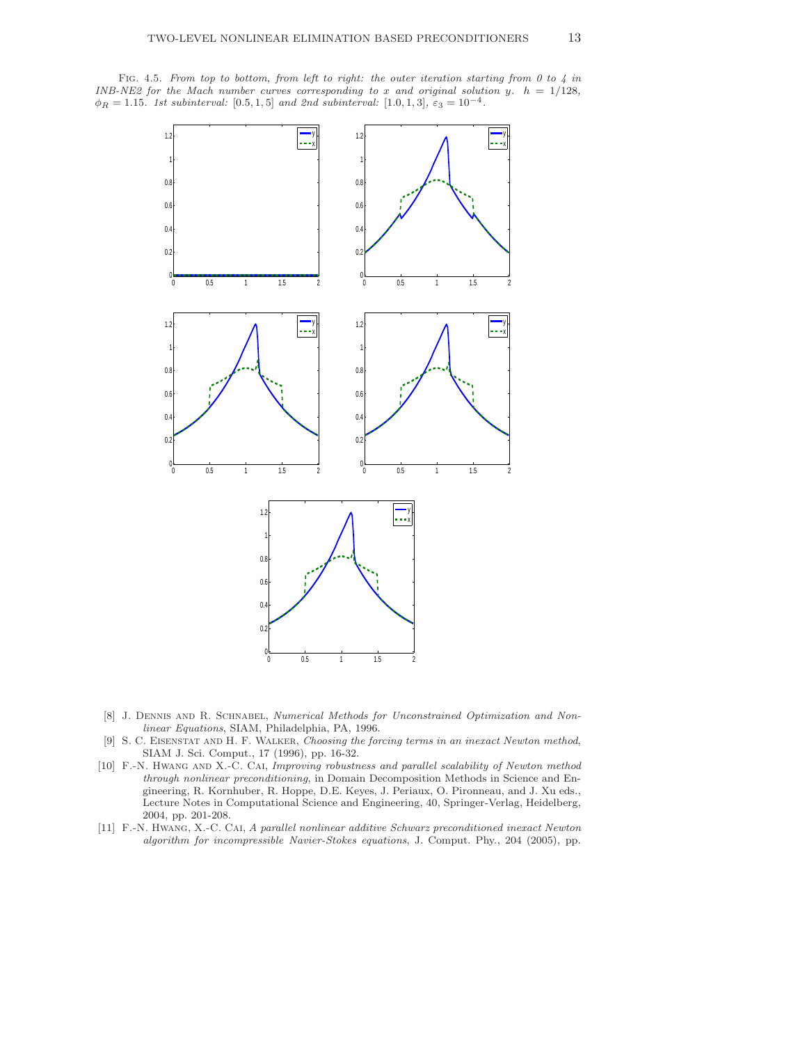Fig. 4.5. *From top to bottom, from left to right: the outer iteration starting from 0 to 4 in INB-NE2 for the Mach number curves corresponding to x and original solution y.* $h = 1/128$, $\phi_R = 1.15$. *1st subinterval:* $[0.5, 1, 5]$ *and 2nd subinterval:* $[1.0, 1, 3]$, $\varepsilon_3 = 10^{-4}$.

[8] J. Dennis and R. Schnabel, *Numerical Methods for Unconstrained Optimization and Nonlinear Equations*, SIAM, Philadelphia, PA, 1996.

[9] S. C. Eisenstat and H. F. Walker, *Choosing the forcing terms in an inexact Newton method*, SIAM J. Sci. Comput., 17 (1996), pp. 16-32.

[10] F.-N. Hwang and X.-C. Cai, *Improving robustness and parallel scalability of Newton method through nonlinear preconditioning*, in Domain Decomposition Methods in Science and Engineering, R. Kornhuber, R. Hoppe, D.E. Keyes, J. Periaux, O. Pironneau, and J. Xu eds., Lecture Notes in Computational Science and Engineering, 40, Springer-Verlag, Heidelberg, 2004, pp. 201-208.

[11] F.-N. Hwang, X.-C. Cai, *A parallel nonlinear additive Schwarz preconditioned inexact Newton algorithm for incompressible Navier-Stokes equations*, J. Comput. Phy., 204 (2005), pp.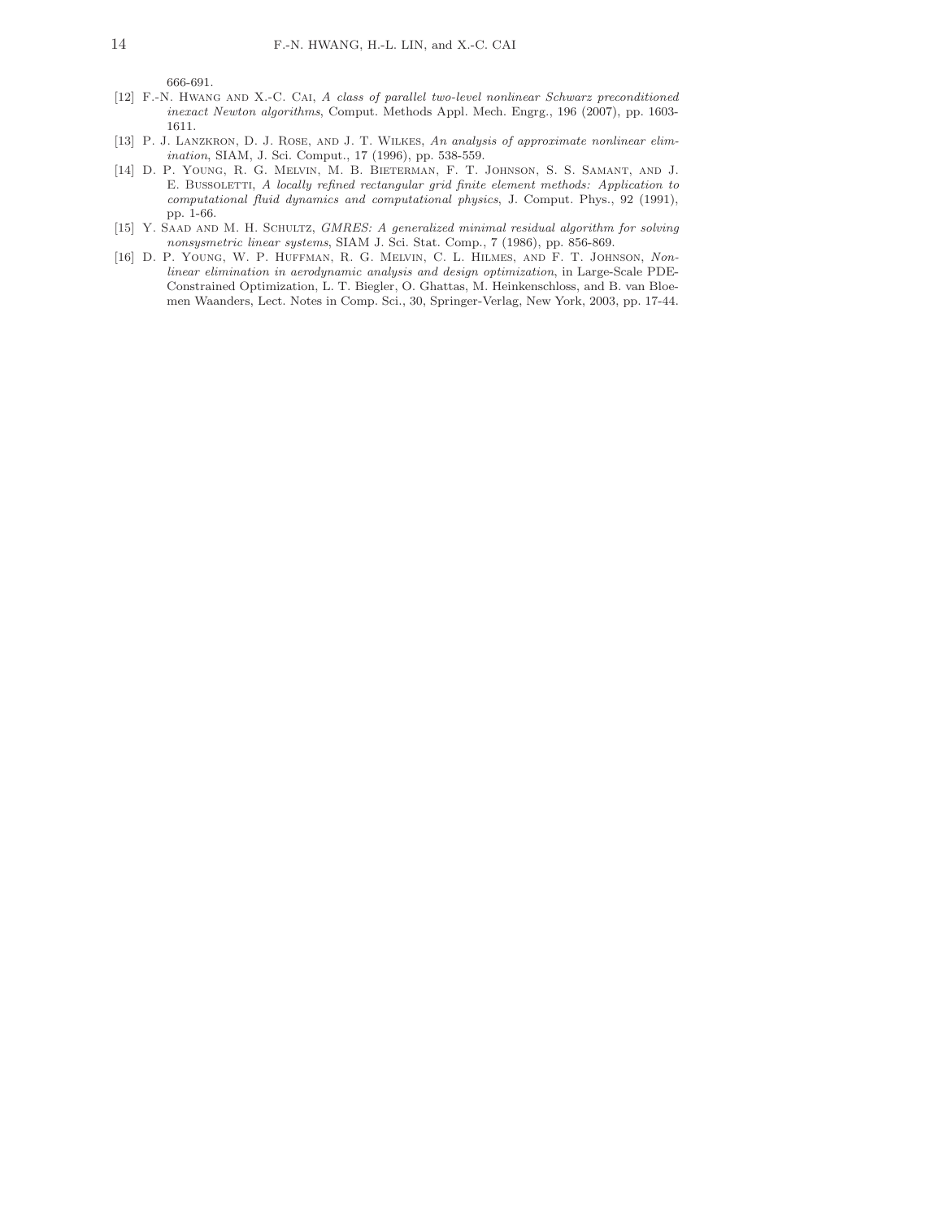666-691.

[12] F.-N. Hwang and X.-C. Cai, *A class of parallel two-level nonlinear Schwarz preconditioned inexact Newton algorithms*, Comput. Methods Appl. Mech. Engrg., 196 (2007), pp. 1603-1611.

[13] P. J. Lanzkron, D. J. Rose, and J. T. Wilkes, *An analysis of approximate nonlinear elimination*, SIAM, J. Sci. Comput., 17 (1996), pp. 538-559.

[14] D. P. Young, R. G. Melvin, M. B. Bieterman, F. T. Johnson, S. S. Samant, and J. E. Bussoletti, *A locally refined rectangular grid finite element methods: Application to computational fluid dynamics and computational physics*, J. Comput. Phys., 92 (1991), pp. 1-66.

[15] Y. Saad and M. H. Schultz, *GMRES: A generalized minimal residual algorithm for solving nonsysmetric linear systems*, SIAM J. Sci. Stat. Comp., 7 (1986), pp. 856-869.

[16] D. P. Young, W. P. Huffman, R. G. Melvin, C. L. Hilmes, and F. T. Johnson, *Nonlinear elimination in aerodynamic analysis and design optimization*, in Large-Scale PDE-Constrained Optimization, L. T. Biegler, O. Ghattas, M. Heinkenschloss, and B. van Bloemen Waanders, Lect. Notes in Comp. Sci., 30, Springer-Verlag, New York, 2003, pp. 17-44.